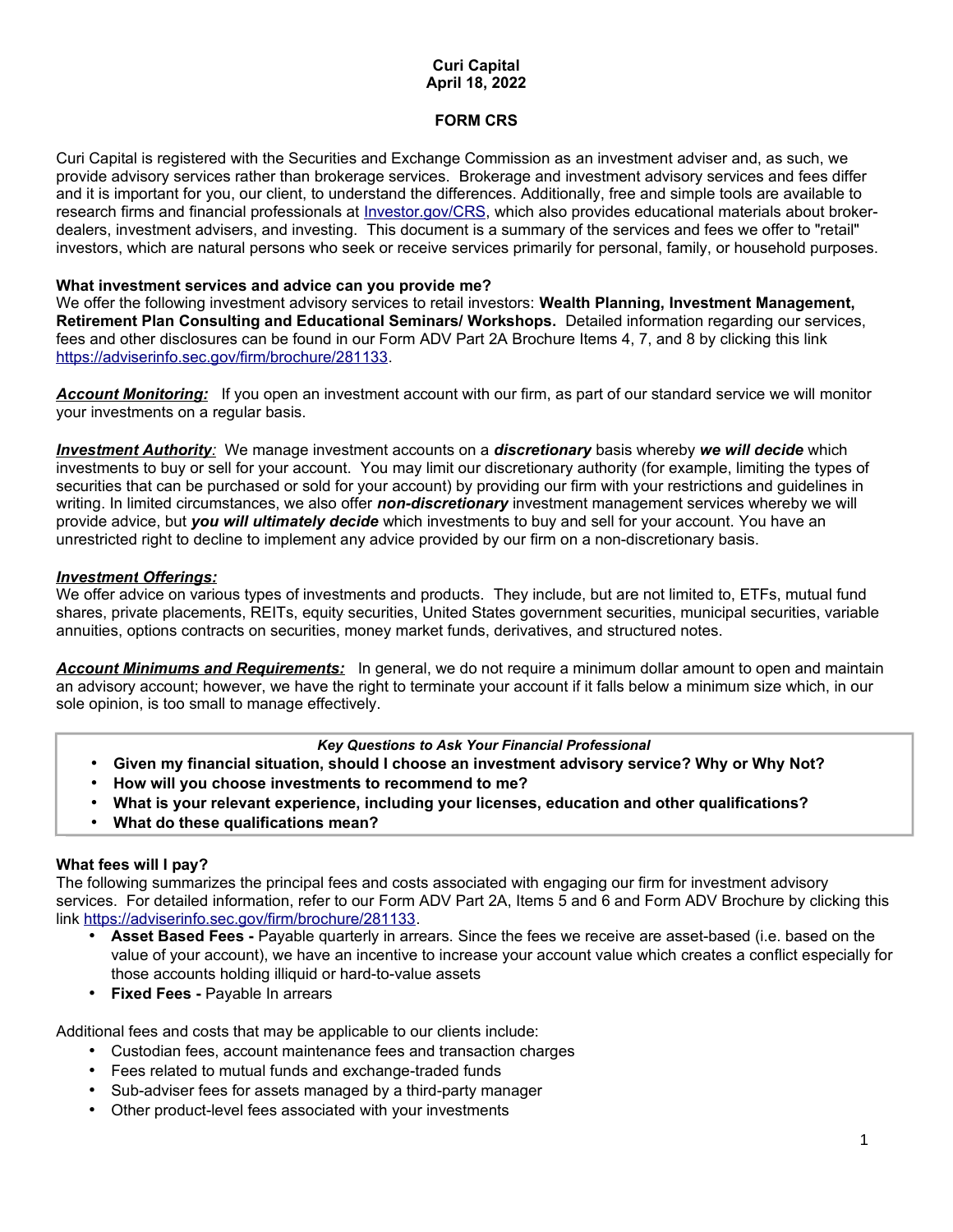**Curi Capital**
**April 18, 2022**

# FORM CRS

Curi Capital is registered with the Securities and Exchange Commission as an investment adviser and, as such, we provide advisory services rather than brokerage services. Brokerage and investment advisory services and fees differ and it is important for you, our client, to understand the differences. Additionally, free and simple tools are available to research firms and financial professionals at [Investor.gov/CRS](Investor.gov/CRS), which also provides educational materials about broker-dealers, investment advisers, and investing. This document is a summary of the services and fees we offer to "retail" investors, which are natural persons who seek or receive services primarily for personal, family, or household purposes.

## What investment services and advice can you provide me?

We offer the following investment advisory services to retail investors: **Wealth Planning, Investment Management, Retirement Plan Consulting and Educational Seminars/ Workshops.** Detailed information regarding our services, fees and other disclosures can be found in our Form ADV Part 2A Brochure Items 4, 7, and 8 by clicking this link [https://adviserinfo.sec.gov/firm/brochure/281133](https://adviserinfo.sec.gov/firm/brochure/281133).

***Account Monitoring:*** If you open an investment account with our firm, as part of our standard service we will monitor your investments on a regular basis.

***Investment Authority:*** We manage investment accounts on a ***discretionary*** basis whereby ***we will decide*** which investments to buy or sell for your account. You may limit our discretionary authority (for example, limiting the types of securities that can be purchased or sold for your account) by providing our firm with your restrictions and guidelines in writing. In limited circumstances, we also offer ***non-discretionary*** investment management services whereby we will provide advice, but ***you will ultimately decide*** which investments to buy and sell for your account. You have an unrestricted right to decline to implement any advice provided by our firm on a non-discretionary basis.

***Investment Offerings:***
We offer advice on various types of investments and products. They include, but are not limited to, ETFs, mutual fund shares, private placements, REITs, equity securities, United States government securities, municipal securities, variable annuities, options contracts on securities, money market funds, derivatives, and structured notes.

***Account Minimums and Requirements:*** In general, we do not require a minimum dollar amount to open and maintain an advisory account; however, we have the right to terminate your account if it falls below a minimum size which, in our sole opinion, is too small to manage effectively.

> ***Key Questions to Ask Your Financial Professional***
> - **Given my financial situation, should I choose an investment advisory service? Why or Why Not?**
> - **How will you choose investments to recommend to me?**
> - **What is your relevant experience, including your licenses, education and other qualifications?**
> - **What do these qualifications mean?**

## What fees will I pay?

The following summarizes the principal fees and costs associated with engaging our firm for investment advisory services. For detailed information, refer to our Form ADV Part 2A, Items 5 and 6 and Form ADV Brochure by clicking this link [https://adviserinfo.sec.gov/firm/brochure/281133](https://adviserinfo.sec.gov/firm/brochure/281133).

- **Asset Based Fees -** Payable quarterly in arrears. Since the fees we receive are asset-based (i.e. based on the value of your account), we have an incentive to increase your account value which creates a conflict especially for those accounts holding illiquid or hard-to-value assets
- **Fixed Fees -** Payable In arrears

Additional fees and costs that may be applicable to our clients include:

- Custodian fees, account maintenance fees and transaction charges
- Fees related to mutual funds and exchange-traded funds
- Sub-adviser fees for assets managed by a third-party manager
- Other product-level fees associated with your investments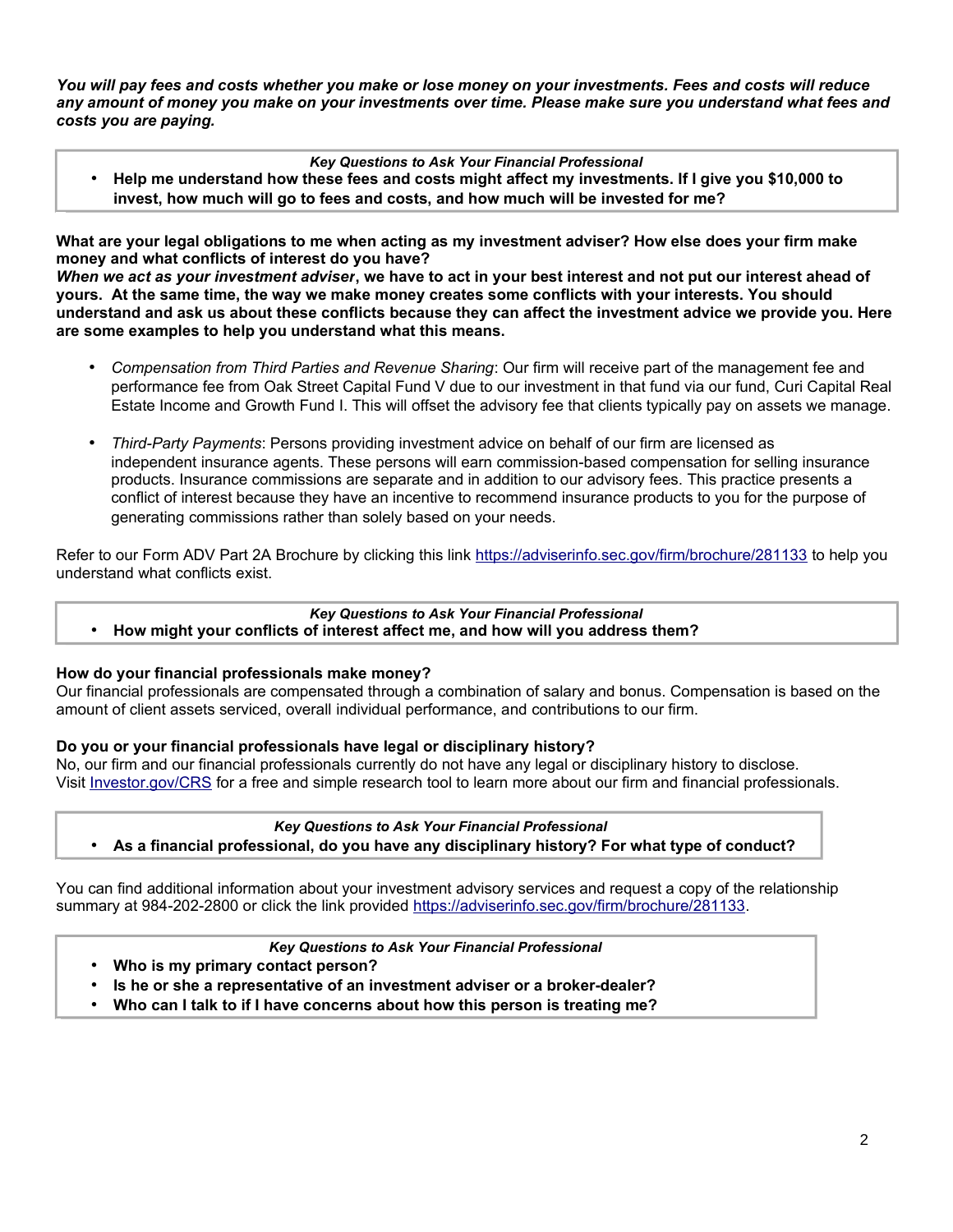***You will pay fees and costs whether you make or lose money on your investments. Fees and costs will reduce any amount of money you make on your investments over time. Please make sure you understand what fees and costs you are paying.***

> ***Key Questions to Ask Your Financial Professional***
>
> - **Help me understand how these fees and costs might affect my investments. If I give you $10,000 to invest, how much will go to fees and costs, and how much will be invested for me?**

**What are your legal obligations to me when acting as my investment adviser? How else does your firm make money and what conflicts of interest do you have?**

***When we act as your investment adviser*, we have to act in your best interest and not put our interest ahead of yours. At the same time, the way we make money creates some conflicts with your interests. You should understand and ask us about these conflicts because they can affect the investment advice we provide you. Here are some examples to help you understand what this means.**

- *Compensation from Third Parties and Revenue Sharing*: Our firm will receive part of the management fee and performance fee from Oak Street Capital Fund V due to our investment in that fund via our fund, Curi Capital Real Estate Income and Growth Fund I. This will offset the advisory fee that clients typically pay on assets we manage.

- *Third-Party Payments*: Persons providing investment advice on behalf of our firm are licensed as independent insurance agents. These persons will earn commission-based compensation for selling insurance products. Insurance commissions are separate and in addition to our advisory fees. This practice presents a conflict of interest because they have an incentive to recommend insurance products to you for the purpose of generating commissions rather than solely based on your needs.

Refer to our Form ADV Part 2A Brochure by clicking this link https://adviserinfo.sec.gov/firm/brochure/281133 to help you understand what conflicts exist.

> ***Key Questions to Ask Your Financial Professional***
>
> - **How might your conflicts of interest affect me, and how will you address them?**

**How do your financial professionals make money?**

Our financial professionals are compensated through a combination of salary and bonus. Compensation is based on the amount of client assets serviced, overall individual performance, and contributions to our firm.

**Do you or your financial professionals have legal or disciplinary history?**

No, our firm and our financial professionals currently do not have any legal or disciplinary history to disclose. Visit Investor.gov/CRS for a free and simple research tool to learn more about our firm and financial professionals.

> ***Key Questions to Ask Your Financial Professional***
>
> - **As a financial professional, do you have any disciplinary history? For what type of conduct?**

You can find additional information about your investment advisory services and request a copy of the relationship summary at 984-202-2800 or click the link provided https://adviserinfo.sec.gov/firm/brochure/281133.

> ***Key Questions to Ask Your Financial Professional***
>
> - **Who is my primary contact person?**
> - **Is he or she a representative of an investment adviser or a broker-dealer?**
> - **Who can I talk to if I have concerns about how this person is treating me?**